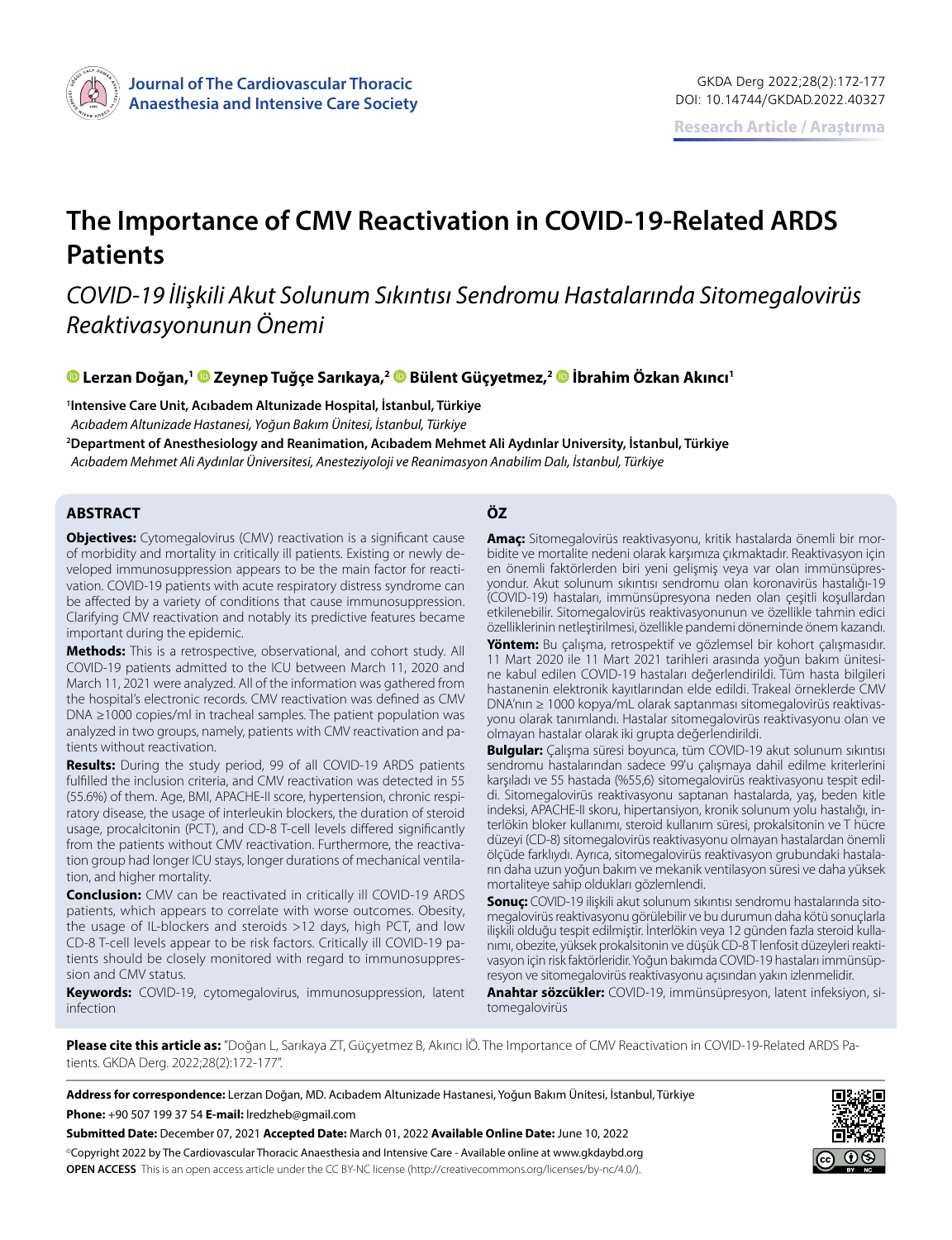Research Article / Araştırma

# The Importance of CMV Reactivation in COVID-19-Related ARDS Patients

## *COVID-19 İlişkili Akut Solunum Sıkıntısı Sendromu Hastalarında Sitomegalovirüs Reaktivasyonunun Önemi*

**Lerzan Doğan,[1] Zeynep Tuğçe Sarıkaya,[2] Bülent Güçyetmez,[2] İbrahim Özkan Akıncı[1]**

[1]**Intensive Care Unit, Acıbadem Altunizade Hospital, İstanbul, Türkiye**
*Acıbadem Altunizade Hastanesi, Yoğun Bakım Ünitesi, İstanbul, Türkiye*

[2]**Department of Anesthesiology and Reanimation, Acıbadem Mehmet Ali Aydınlar University, İstanbul, Türkiye**
*Acıbadem Mehmet Ali Aydınlar Üniversitesi, Anesteziyoloji ve Reanimasyon Anabilim Dalı, İstanbul, Türkiye*

## ABSTRACT

**Objectives:** Cytomegalovirus (CMV) reactivation is a significant cause of morbidity and mortality in critically ill patients. Existing or newly developed immunosuppression appears to be the main factor for reactivation. COVID-19 patients with acute respiratory distress syndrome can be affected by a variety of conditions that cause immunosuppression. Clarifying CMV reactivation and notably its predictive features became important during the epidemic.

**Methods:** This is a retrospective, observational, and cohort study. All COVID-19 patients admitted to the ICU between March 11, 2020 and March 11, 2021 were analyzed. All of the information was gathered from the hospital's electronic records. CMV reactivation was defined as CMV DNA ≥1000 copies/ml in tracheal samples. The patient population was analyzed in two groups, namely, patients with CMV reactivation and patients without reactivation.

**Results:** During the study period, 99 of all COVID-19 ARDS patients fulfilled the inclusion criteria, and CMV reactivation was detected in 55 (55.6%) of them. Age, BMI, APACHE-II score, hypertension, chronic respiratory disease, the usage of interleukin blockers, the duration of steroid usage, procalcitonin (PCT), and CD-8 T-cell levels differed significantly from the patients without CMV reactivation. Furthermore, the reactivation group had longer ICU stays, longer durations of mechanical ventilation, and higher mortality.

**Conclusion:** CMV can be reactivated in critically ill COVID-19 ARDS patients, which appears to correlate with worse outcomes. Obesity, the usage of IL-blockers and steroids >12 days, high PCT, and low CD-8 T-cell levels appear to be risk factors. Critically ill COVID-19 patients should be closely monitored with regard to immunosuppression and CMV status.

**Keywords:** COVID-19, cytomegalovirus, immunosuppression, latent infection

## ÖZ

**Amaç:** Sitomegalovirüs reaktivasyonu, kritik hastalarda önemli bir morbidite ve mortalite nedeni olarak karşımıza çıkmaktadır. Reaktivasyon için en önemli faktörlerden biri yeni gelişmiş veya var olan immünsüpresyondur. Akut solunum sıkıntısı sendromu olan koronavirüs hastalığı-19 (COVID-19) hastaları, immünsüpresyona neden olan çeşitli koşullardan etkilenebilir. Sitomegalovirüs reaktivasyonunun ve özellikle tahmin edici özelliklerinin netleştirilmesi, özellikle pandemi döneminde önem kazandı.

**Yöntem:** Bu çalışma, retrospektif ve gözlemsel bir kohort çalışmasıdır. 11 Mart 2020 ile 11 Mart 2021 tarihleri arasında yoğun bakım ünitesine kabul edilen COVID-19 hastaları değerlendirildi. Tüm hasta bilgileri hastanenin elektronik kayıtlarından elde edildi. Trakeal örneklerde CMV DNA'nın ≥ 1000 kopya/mL olarak saptanması sitomegalovirüs reaktivasyonu olarak tanımlandı. Hastalar sitomegalovirüs reaktivasyonu olan ve olmayan hastalar olarak iki grupta değerlendirildi.

**Bulgular:** Çalışma süresi boyunca, tüm COVID-19 akut solunum sıkıntısı sendromu hastalarından sadece 99'u çalışmaya dahil edilme kriterlerini karşıladı ve 55 hastada (%55,6) sitomegalovirüs reaktivasyonu tespit edildi. Sitomegalovirüs reaktivasyonu saptanan hastalarda, yaş, beden kitle indeksi, APACHE-II skoru, hipertansiyon, kronik solunum yolu hastalığı, interlökin bloker kullanımı, steroid kullanım süresi, prokalsitonin ve T hücre düzeyi (CD-8) sitomegalovirüs reaktivasyonu olmayan hastalardan önemli ölçüde farklıydı. Ayrıca, sitomegalovirüs reaktivasyon grubundaki hastaların daha uzun yoğun bakım ve mekanik ventilasyon süresi ve daha yüksek mortaliteye sahip oldukları gözlemlendi.

**Sonuç:** COVID-19 ilişkili akut solunum sıkıntısı sendromu hastalarında sitomegalovirüs reaktivasyonu görülebilir ve bu durumun daha kötü sonuçlarla ilişkili olduğu tespit edilmiştir. İnterlökin veya 12 günden fazla steroid kullanımı, obezite, yüksek prokalsitonin ve düşük CD-8 T lenfosit düzeyleri reaktivasyon için risk faktörleridir. Yoğun bakımda COVID-19 hastaları immünsüpresyon ve sitomegalovirüs reaktivasyonu açısından yakın izlenmelidir.

**Anahtar sözcükler:** COVID-19, immünsüpresyon, latent infeksiyon, sitomegalovirüs

**Please cite this article as:** "Doğan L, Sarıkaya ZT, Güçyetmez B, Akıncı İÖ. The Importance of CMV Reactivation in COVID-19-Related ARDS Patients. GKDA Derg. 2022;28(2):172-177".

**Address for correspondence:** Lerzan Doğan, MD. Acıbadem Altunizade Hastanesi, Yoğun Bakım Ünitesi, İstanbul, Türkiye

**Phone:** +90 507 199 37 54 **E-mail:** lredzheb@gmail.com

**Submitted Date:** December 07, 2021 **Accepted Date:** March 01, 2022 **Available Online Date:** June 10, 2022

©Copyright 2022 by The Cardiovascular Thoracic Anaesthesia and Intensive Care - Available online at www.gkdaybd.org

**OPEN ACCESS** This is an open access article under the CC BY-NC license (http://creativecommons.org/licenses/by-nc/4.0/).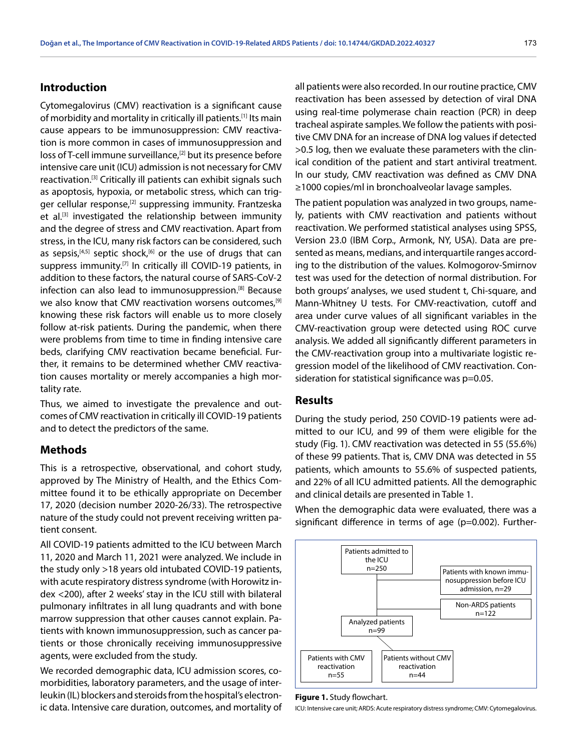## Introduction

Cytomegalovirus (CMV) reactivation is a significant cause of morbidity and mortality in critically ill patients.[1] Its main cause appears to be immunosuppression: CMV reactivation is more common in cases of immunosuppression and loss of T-cell immune surveillance,[2] but its presence before intensive care unit (ICU) admission is not necessary for CMV reactivation.[3] Critically ill patients can exhibit signals such as apoptosis, hypoxia, or metabolic stress, which can trigger cellular response,[2] suppressing immunity. Frantzeska et al.[3] investigated the relationship between immunity and the degree of stress and CMV reactivation. Apart from stress, in the ICU, many risk factors can be considered, such as sepsis,[4,5] septic shock,[6] or the use of drugs that can suppress immunity.[7] In critically ill COVID-19 patients, in addition to these factors, the natural course of SARS-CoV-2 infection can also lead to immunosuppression.[8] Because we also know that CMV reactivation worsens outcomes,[9] knowing these risk factors will enable us to more closely follow at-risk patients. During the pandemic, when there were problems from time to time in finding intensive care beds, clarifying CMV reactivation became beneficial. Further, it remains to be determined whether CMV reactivation causes mortality or merely accompanies a high mortality rate.

Thus, we aimed to investigate the prevalence and outcomes of CMV reactivation in critically ill COVID-19 patients and to detect the predictors of the same.

## Methods

This is a retrospective, observational, and cohort study, approved by The Ministry of Health, and the Ethics Committee found it to be ethically appropriate on December 17, 2020 (decision number 2020-26/33). The retrospective nature of the study could not prevent receiving written patient consent.

All COVID-19 patients admitted to the ICU between March 11, 2020 and March 11, 2021 were analyzed. We include in the study only >18 years old intubated COVID-19 patients, with acute respiratory distress syndrome (with Horowitz index <200), after 2 weeks' stay in the ICU still with bilateral pulmonary infiltrates in all lung quadrants and with bone marrow suppression that other causes cannot explain. Patients with known immunosuppression, such as cancer patients or those chronically receiving immunosuppressive agents, were excluded from the study.

We recorded demographic data, ICU admission scores, comorbidities, laboratory parameters, and the usage of interleukin (IL) blockers and steroids from the hospital's electronic data. Intensive care duration, outcomes, and mortality of all patients were also recorded. In our routine practice, CMV reactivation has been assessed by detection of viral DNA using real-time polymerase chain reaction (PCR) in deep tracheal aspirate samples. We follow the patients with positive CMV DNA for an increase of DNA log values if detected >0.5 log, then we evaluate these parameters with the clinical condition of the patient and start antiviral treatment. In our study, CMV reactivation was defined as CMV DNA ≥1000 copies/ml in bronchoalveolar lavage samples.

The patient population was analyzed in two groups, namely, patients with CMV reactivation and patients without reactivation. We performed statistical analyses using SPSS, Version 23.0 (IBM Corp., Armonk, NY, USA). Data are presented as means, medians, and interquartile ranges according to the distribution of the values. Kolmogorov-Smirnov test was used for the detection of normal distribution. For both groups' analyses, we used student t, Chi-square, and Mann-Whitney U tests. For CMV-reactivation, cutoff and area under curve values of all significant variables in the CMV-reactivation group were detected using ROC curve analysis. We added all significantly different parameters in the CMV-reactivation group into a multivariate logistic regression model of the likelihood of CMV reactivation. Consideration for statistical significance was p=0.05.

## Results

During the study period, 250 COVID-19 patients were admitted to our ICU, and 99 of them were eligible for the study (Fig. 1). CMV reactivation was detected in 55 (55.6%) of these 99 patients. That is, CMV DNA was detected in 55 patients, which amounts to 55.6% of suspected patients, and 22% of all ICU admitted patients. All the demographic and clinical details are presented in Table 1.

When the demographic data were evaluated, there was a significant difference in terms of age (p=0.002). Further-

Patients admitted to the ICU n=250

Patients with known immunosuppression before ICU admission, n=29

Non-ARDS patients n=122

Analyzed patients n=99

Patients with CMV reactivation n=55

Patients without CMV reactivation n=44

**Figure 1.** Study flowchart.

ICU: Intensive care unit; ARDS: Acute respiratory distress syndrome; CMV: Cytomegalovirus.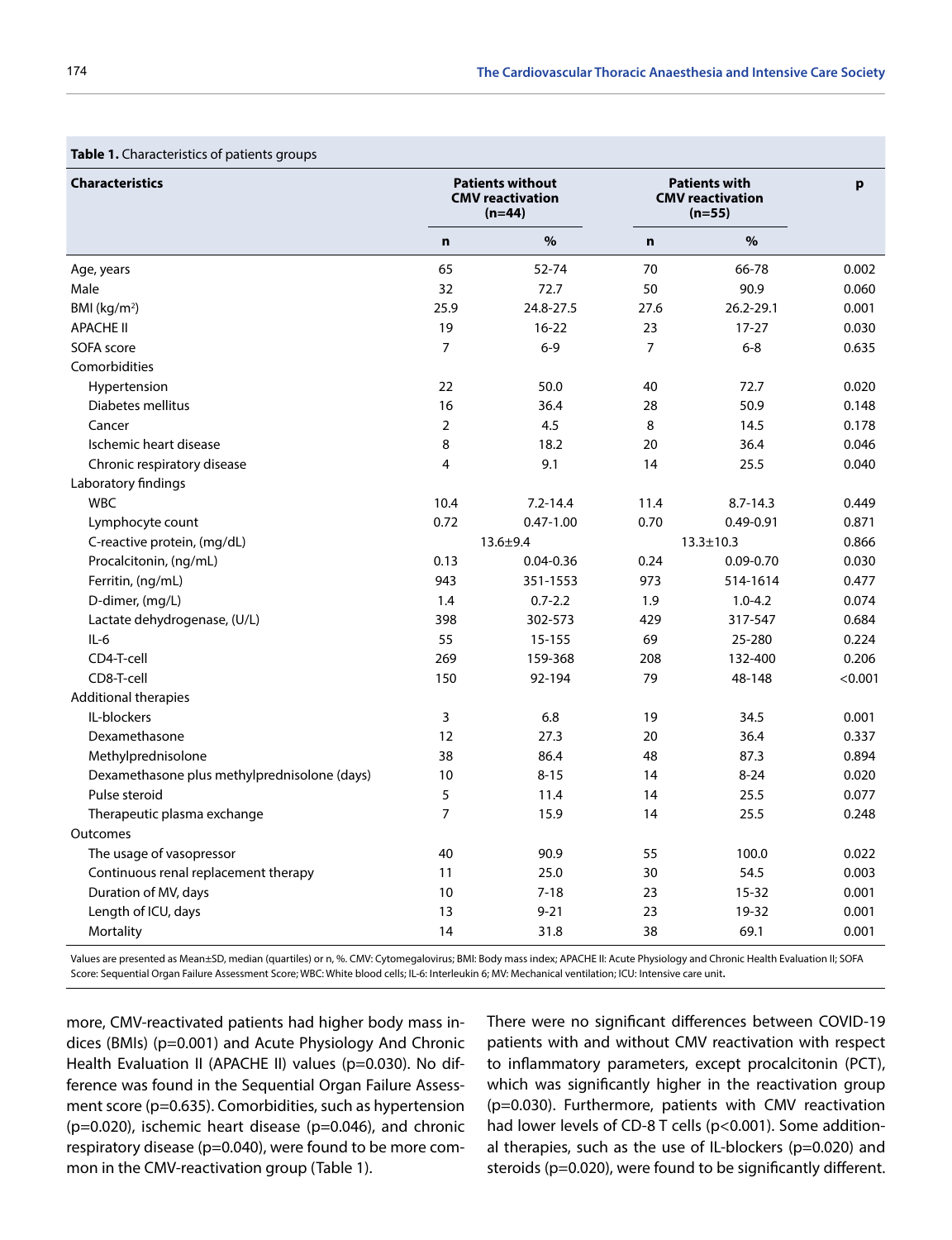**Table 1.** Characteristics of patients groups

| Characteristics | Patients without CMV reactivation (n=44) | | Patients with CMV reactivation (n=55) | | p |
|---|---|---|---|---|---|
| | n | % | n | % | |
| Age, years | 65 | 52-74 | 70 | 66-78 | 0.002 |
| Male | 32 | 72.7 | 50 | 90.9 | 0.060 |
| BMI (kg/m$^2$) | 25.9 | 24.8-27.5 | 27.6 | 26.2-29.1 | 0.001 |
| APACHE II | 19 | 16-22 | 23 | 17-27 | 0.030 |
| SOFA score | 7 | 6-9 | 7 | 6-8 | 0.635 |
| Comorbidities | | | | | |
| Hypertension | 22 | 50.0 | 40 | 72.7 | 0.020 |
| Diabetes mellitus | 16 | 36.4 | 28 | 50.9 | 0.148 |
| Cancer | 2 | 4.5 | 8 | 14.5 | 0.178 |
| Ischemic heart disease | 8 | 18.2 | 20 | 36.4 | 0.046 |
| Chronic respiratory disease | 4 | 9.1 | 14 | 25.5 | 0.040 |
| Laboratory findings | | | | | |
| WBC | 10.4 | 7.2-14.4 | 11.4 | 8.7-14.3 | 0.449 |
| Lymphocyte count | 0.72 | 0.47-1.00 | 0.70 | 0.49-0.91 | 0.871 |
| C-reactive protein, (mg/dL) | 13.6±9.4 | | 13.3±10.3 | | 0.866 |
| Procalcitonin, (ng/mL) | 0.13 | 0.04-0.36 | 0.24 | 0.09-0.70 | 0.030 |
| Ferritin, (ng/mL) | 943 | 351-1553 | 973 | 514-1614 | 0.477 |
| D-dimer, (mg/L) | 1.4 | 0.7-2.2 | 1.9 | 1.0-4.2 | 0.074 |
| Lactate dehydrogenase, (U/L) | 398 | 302-573 | 429 | 317-547 | 0.684 |
| IL-6 | 55 | 15-155 | 69 | 25-280 | 0.224 |
| CD4-T-cell | 269 | 159-368 | 208 | 132-400 | 0.206 |
| CD8-T-cell | 150 | 92-194 | 79 | 48-148 | <0.001 |
| Additional therapies | | | | | |
| IL-blockers | 3 | 6.8 | 19 | 34.5 | 0.001 |
| Dexamethasone | 12 | 27.3 | 20 | 36.4 | 0.337 |
| Methylprednisolone | 38 | 86.4 | 48 | 87.3 | 0.894 |
| Dexamethasone plus methylprednisolone (days) | 10 | 8-15 | 14 | 8-24 | 0.020 |
| Pulse steroid | 5 | 11.4 | 14 | 25.5 | 0.077 |
| Therapeutic plasma exchange | 7 | 15.9 | 14 | 25.5 | 0.248 |
| Outcomes | | | | | |
| The usage of vasopressor | 40 | 90.9 | 55 | 100.0 | 0.022 |
| Continuous renal replacement therapy | 11 | 25.0 | 30 | 54.5 | 0.003 |
| Duration of MV, days | 10 | 7-18 | 23 | 15-32 | 0.001 |
| Length of ICU, days | 13 | 9-21 | 23 | 19-32 | 0.001 |
| Mortality | 14 | 31.8 | 38 | 69.1 | 0.001 |

Values are presented as Mean±SD, median (quartiles) or n, %. CMV: Cytomegalovirus; BMI: Body mass index; APACHE II: Acute Physiology and Chronic Health Evaluation II; SOFA Score: Sequential Organ Failure Assessment Score; WBC: White blood cells; IL-6: Interleukin 6; MV: Mechanical ventilation; ICU: Intensive care unit.

more, CMV-reactivated patients had higher body mass indices (BMIs) (p=0.001) and Acute Physiology And Chronic Health Evaluation II (APACHE II) values (p=0.030). No difference was found in the Sequential Organ Failure Assessment Score (p=0.635). Comorbidities, such as hypertension (p=0.020), ischemic heart disease (p=0.046), and chronic respiratory disease (p=0.040), were found to be more common in the CMV-reactivation group (Table 1).

There were no significant differences between COVID-19 patients with and without CMV reactivation with respect to inflammatory parameters, except procalcitonin (PCT), which was significantly higher in the reactivation group (p=0.030). Furthermore, patients with CMV reactivation had lower levels of CD-8 T cells (p<0.001). Some additional therapies, such as the use of IL-blockers (p=0.020) and steroids (p=0.020), were found to be significantly different.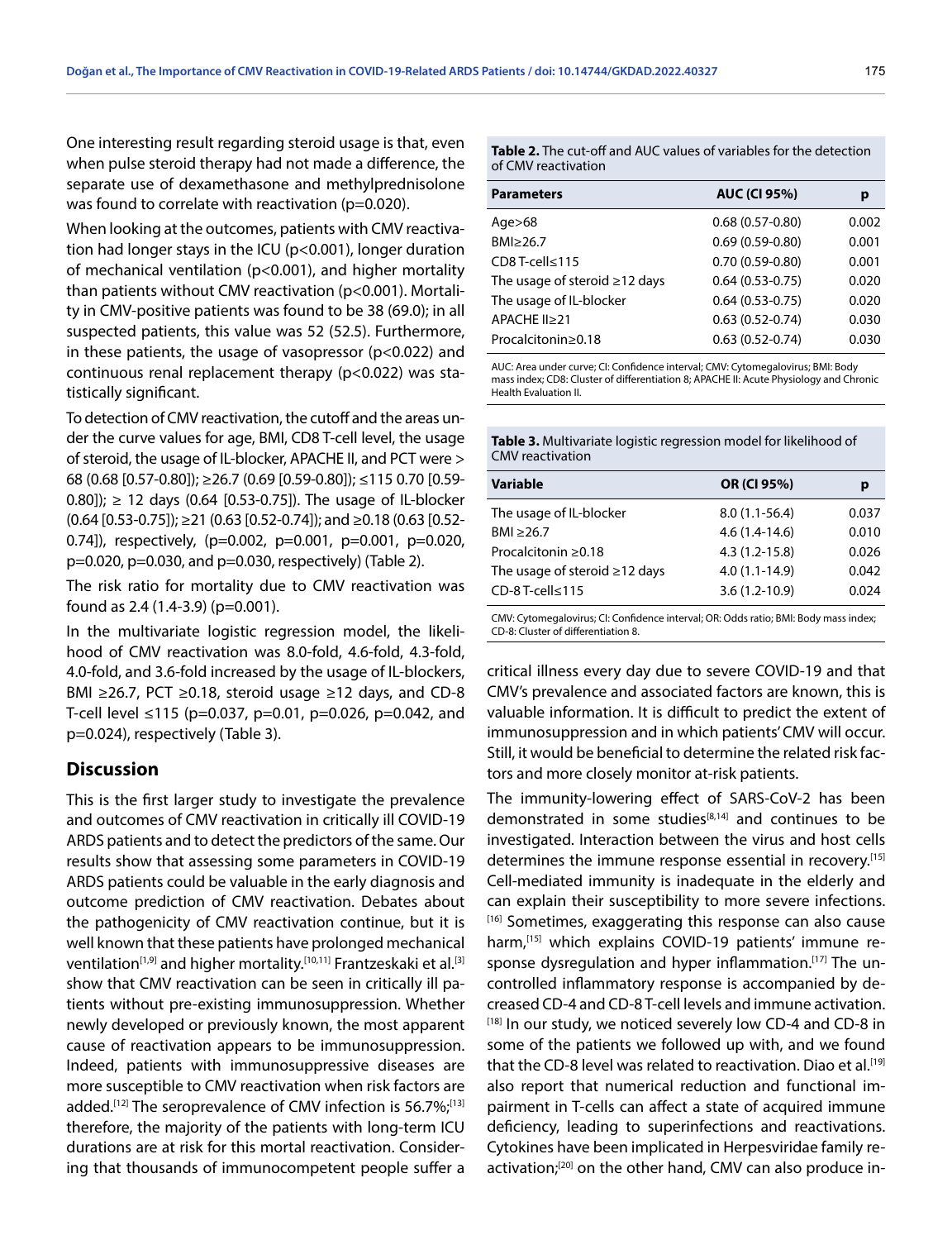One interesting result regarding steroid usage is that, even when pulse steroid therapy had not made a difference, the separate use of dexamethasone and methylprednisolone was found to correlate with reactivation (p=0.020).

When looking at the outcomes, patients with CMV reactivation had longer stays in the ICU (p<0.001), longer duration of mechanical ventilation (p<0.001), and higher mortality than patients without CMV reactivation (p<0.001). Mortality in CMV-positive patients was found to be 38 (69.0); in all suspected patients, this value was 52 (52.5). Furthermore, in these patients, the usage of vasopressor (p<0.022) and continuous renal replacement therapy (p<0.022) was statistically significant.

To detection of CMV reactivation, the cutoff and the areas under the curve values for age, BMI, CD8 T-cell level, the usage of steroid, the usage of IL-blocker, APACHE II, and PCT were > 68 (0.68 [0.57-0.80]); ≥26.7 (0.69 [0.59-0.80]); ≤115 0.70 [0.59-0.80]); ≥ 12 days (0.64 [0.53-0.75]). The usage of IL-blocker (0.64 [0.53-0.75]); ≥21 (0.63 [0.52-0.74]); and ≥0.18 (0.63 [0.52-0.74]), respectively, (p=0.002, p=0.001, p=0.001, p=0.020, p=0.020, p=0.030, and p=0.030, respectively) (Table 2).

The risk ratio for mortality due to CMV reactivation was found as 2.4 (1.4-3.9) (p=0.001).

In the multivariate logistic regression model, the likelihood of CMV reactivation was 8.0-fold, 4.6-fold, 4.3-fold, 4.0-fold, and 3.6-fold increased by the usage of IL-blockers, BMI ≥26.7, PCT ≥0.18, steroid usage ≥12 days, and CD-8 T-cell level ≤115 (p=0.037, p=0.01, p=0.026, p=0.042, and p=0.024), respectively (Table 3).

**Table 2.** The cut-off and AUC values of variables for the detection of CMV reactivation

| Parameters | AUC (CI 95%) | p |
|---|---|---|
| Age>68 | 0.68 (0.57-0.80) | 0.002 |
| BMI≥26.7 | 0.69 (0.59-0.80) | 0.001 |
| CD8 T-cell≤115 | 0.70 (0.59-0.80) | 0.001 |
| The usage of steroid ≥12 days | 0.64 (0.53-0.75) | 0.020 |
| The usage of IL-blocker | 0.64 (0.53-0.75) | 0.020 |
| APACHE II≥21 | 0.63 (0.52-0.74) | 0.030 |
| Procalcitonin≥0.18 | 0.63 (0.52-0.74) | 0.030 |

AUC: Area under curve; CI: Confidence interval; CMV: Cytomegalovirus; BMI: Body mass index; CD8: Cluster of differentiation 8; APACHE II: Acute Physiology and Chronic Health Evaluation II.

**Table 3.** Multivariate logistic regression model for likelihood of CMV reactivation

| Variable | OR (CI 95%) | p |
|---|---|---|
| The usage of IL-blocker | 8.0 (1.1-56.4) | 0.037 |
| BMI ≥26.7 | 4.6 (1.4-14.6) | 0.010 |
| Procalcitonin ≥0.18 | 4.3 (1.2-15.8) | 0.026 |
| The usage of steroid ≥12 days | 4.0 (1.1-14.9) | 0.042 |
| CD-8 T-cell≤115 | 3.6 (1.2-10.9) | 0.024 |

CMV: Cytomegalovirus; CI: Confidence interval; OR: Odds ratio; BMI: Body mass index; CD-8: Cluster of differentiation 8.

## Discussion

This is the first larger study to investigate the prevalence and outcomes of CMV reactivation in critically ill COVID-19 ARDS patients and to detect the predictors of the same. Our results show that assessing some parameters in COVID-19 ARDS patients could be valuable in the early diagnosis and outcome prediction of CMV reactivation. Debates about the pathogenicity of CMV reactivation continue, but it is well known that these patients have prolonged mechanical ventilation[1,9] and higher mortality.[10,11] Frantzeskaki et al.[3] show that CMV reactivation can be seen in critically ill patients without pre-existing immunosuppression. Whether newly developed or previously known, the most apparent cause of reactivation appears to be immunosuppression. Indeed, patients with immunosuppressive diseases are more susceptible to CMV reactivation when risk factors are added.[12] The seroprevalence of CMV infection is 56.7%;[13] therefore, the majority of the patients with long-term ICU durations are at risk for this mortal reactivation. Considering that thousands of immunocompetent people suffer a critical illness every day due to severe COVID-19 and that CMV's prevalence and associated factors are known, this is valuable information. It is difficult to predict the extent of immunosuppression and in which patients' CMV will occur. Still, it would be beneficial to determine the related risk factors and more closely monitor at-risk patients.

The immunity-lowering effect of SARS-CoV-2 has been demonstrated in some studies[8,14] and continues to be investigated. Interaction between the virus and host cells determines the immune response essential in recovery.[15] Cell-mediated immunity is inadequate in the elderly and can explain their susceptibility to more severe infections.[16] Sometimes, exaggerating this response can also cause harm,[15] which explains COVID-19 patients' immune response dysregulation and hyper inflammation.[17] The uncontrolled inflammatory response is accompanied by decreased CD-4 and CD-8 T-cell levels and immune activation.[18] In our study, we noticed severely low CD-4 and CD-8 in some of the patients we followed up with, and we found that the CD-8 level was related to reactivation. Diao et al.[19] also report that numerical reduction and functional impairment in T-cells can affect a state of acquired immune deficiency, leading to superinfections and reactivations. Cytokines have been implicated in Herpesviridae family reactivation;[20] on the other hand, CMV can also produce in-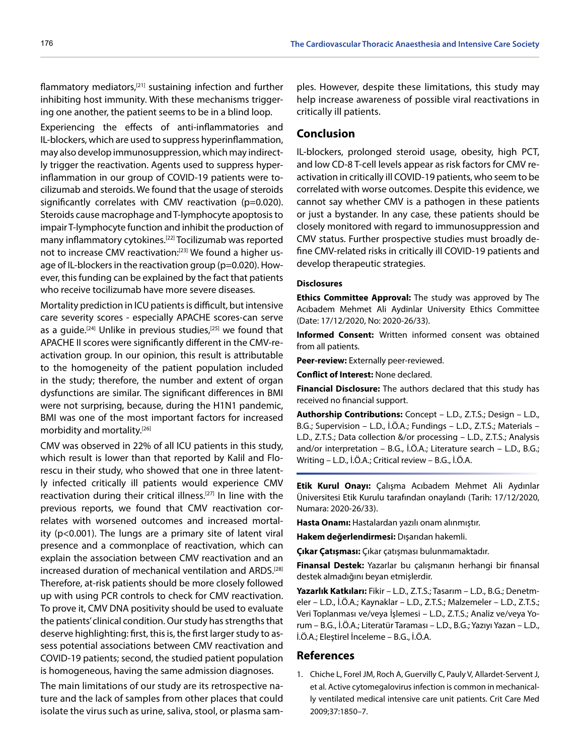flammatory mediators,[21] sustaining infection and further inhibiting host immunity. With these mechanisms triggering one another, the patient seems to be in a blind loop.

Experiencing the effects of anti-inflammatories and IL-blockers, which are used to suppress hyperinflammation, may also develop immunosuppression, which may indirectly trigger the reactivation. Agents used to suppress hyperinflammation in our group of COVID-19 patients were tocilizumab and steroids. We found that the usage of steroids significantly correlates with CMV reactivation (p=0.020). Steroids cause macrophage and T-lymphocyte apoptosis to impair T-lymphocyte function and inhibit the production of many inflammatory cytokines.[22] Tocilizumab was reported not to increase CMV reactivation:[23] We found a higher usage of IL-blockers in the reactivation group (p=0.020). However, this funding can be explained by the fact that patients who receive tocilizumab have more severe diseases.

Mortality prediction in ICU patients is difficult, but intensive care severity scores - especially APACHE scores-can serve as a guide.[24] Unlike in previous studies,[25] we found that APACHE II scores were significantly different in the CMV-reactivation group. In our opinion, this result is attributable to the homogeneity of the patient population included in the study; therefore, the number and extent of organ dysfunctions are similar. The significant differences in BMI were not surprising, because, during the H1N1 pandemic, BMI was one of the most important factors for increased morbidity and mortality.[26]

CMV was observed in 22% of all ICU patients in this study, which result is lower than that reported by Kalil and Florescu in their study, who showed that one in three latently infected critically ill patients would experience CMV reactivation during their critical illness.[27] In line with the previous reports, we found that CMV reactivation correlates with worsened outcomes and increased mortality (p<0.001). The lungs are a primary site of latent viral presence and a commonplace of reactivation, which can explain the association between CMV reactivation and an increased duration of mechanical ventilation and ARDS.[28] Therefore, at-risk patients should be more closely followed up with using PCR controls to check for CMV reactivation. To prove it, CMV DNA positivity should be used to evaluate the patients' clinical condition. Our study has strengths that deserve highlighting: first, this is, the first larger study to assess potential associations between CMV reactivation and COVID-19 patients; second, the studied patient population is homogeneous, having the same admission diagnoses.

The main limitations of our study are its retrospective nature and the lack of samples from other places that could isolate the virus such as urine, saliva, stool, or plasma samples. However, despite these limitations, this study may help increase awareness of possible viral reactivations in critically ill patients.

## Conclusion

IL-blockers, prolonged steroid usage, obesity, high PCT, and low CD-8 T-cell levels appear as risk factors for CMV reactivation in critically ill COVID-19 patients, who seem to be correlated with worse outcomes. Despite this evidence, we cannot say whether CMV is a pathogen in these patients or just a bystander. In any case, these patients should be closely monitored with regard to immunosuppression and CMV status. Further prospective studies must broadly define CMV-related risks in critically ill COVID-19 patients and develop therapeutic strategies.

### Disclosures

**Ethics Committee Approval:** The study was approved by The Acıbadem Mehmet Ali Aydinlar University Ethics Committee (Date: 17/12/2020, No: 2020-26/33).

**Informed Consent:** Written informed consent was obtained from all patients.

**Peer-review:** Externally peer-reviewed.

**Conflict of Interest:** None declared.

**Financial Disclosure:** The authors declared that this study has received no financial support.

**Authorship Contributions:** Concept – L.D., Z.T.S.; Design – L.D., B.G.; Supervision – L.D., İ.Ö.A.; Fundings – L.D., Z.T.S.; Materials – L.D., Z.T.S.; Data collection &/or processing – L.D., Z.T.S.; Analysis and/or interpretation – B.G., İ.Ö.A.; Literature search – L.D., B.G.; Writing – L.D., İ.Ö.A.; Critical review – B.G., İ.Ö.A.

**Etik Kurul Onayı:** Çalışma Acıbadem Mehmet Ali Aydınlar Üniversitesi Etik Kurulu tarafından onaylandı (Tarih: 17/12/2020, Numara: 2020-26/33).

**Hasta Onamı:** Hastalardan yazılı onam alınmıştır.

**Hakem değerlendirmesi:** Dışarıdan hakemli.

**Çıkar Çatışması:** Çıkar çatışması bulunmamaktadır.

**Finansal Destek:** Yazarlar bu çalışmanın herhangi bir finansal destek almadığını beyan etmişlerdir.

**Yazarlık Katkıları:** Fikir – L.D., Z.T.S.; Tasarım – L.D., B.G.; Denetmeler – L.D., İ.Ö.A.; Kaynaklar – L.D., Z.T.S.; Malzemeler – L.D., Z.T.S.; Veri Toplanması ve/veya İşlemesi – L.D., Z.T.S.; Analiz ve/veya Yorum – B.G., İ.Ö.A.; Literatür Taraması – L.D., B.G.; Yazıyı Yazan – L.D., İ.Ö.A.; Eleştirel İnceleme – B.G., İ.Ö.A.

## References

1. Chiche L, Forel JM, Roch A, Guervilly C, Pauly V, Allardet-Servent J, et al. Active cytomegalovirus infection is common in mechanically ventilated medical intensive care unit patients. Crit Care Med 2009;37:1850–7.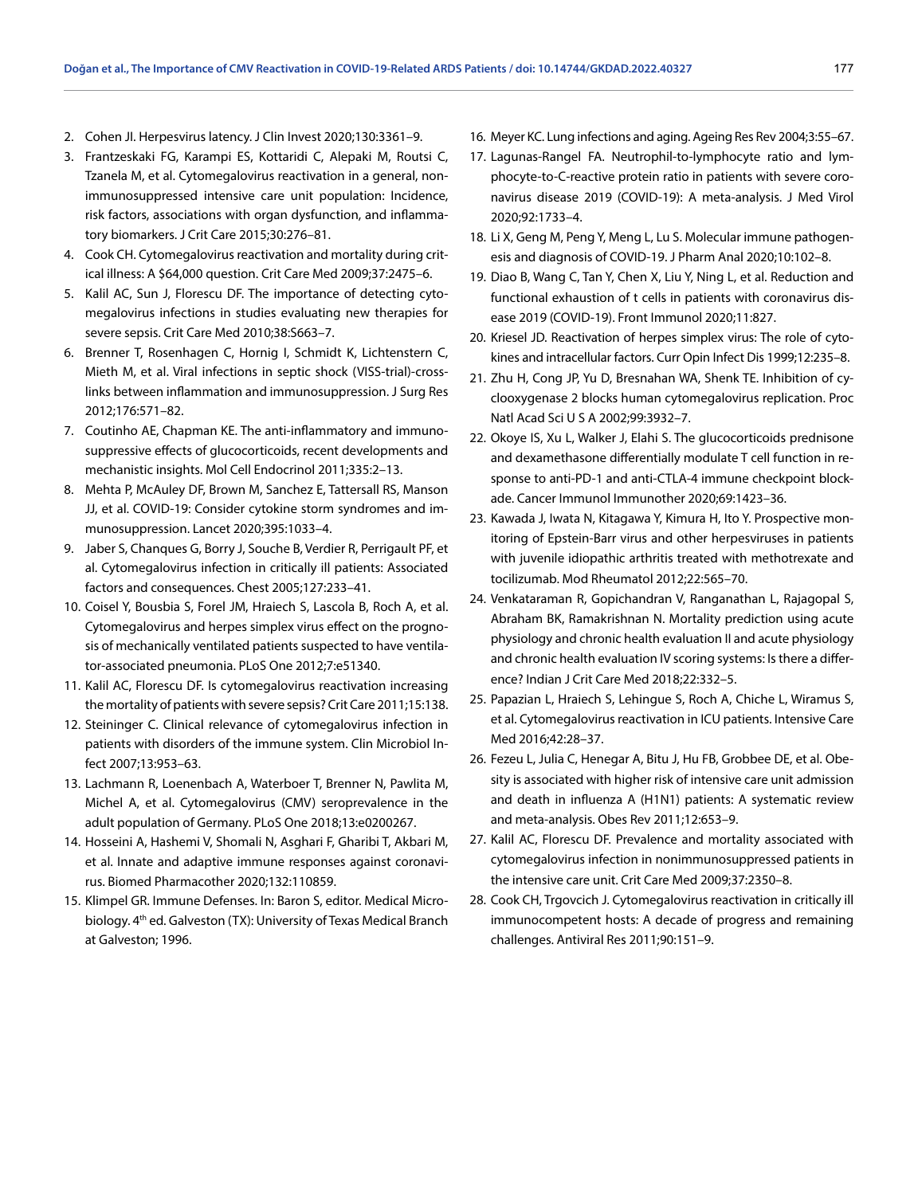2. Cohen JI. Herpesvirus latency. J Clin Invest 2020;130:3361–9.
3. Frantzeskaki FG, Karampi ES, Kottaridi C, Alepaki M, Routsi C, Tzanela M, et al. Cytomegalovirus reactivation in a general, non-immunosuppressed intensive care unit population: Incidence, risk factors, associations with organ dysfunction, and inflammatory biomarkers. J Crit Care 2015;30:276–81.
4. Cook CH. Cytomegalovirus reactivation and mortality during critical illness: A $64,000 question. Crit Care Med 2009;37:2475–6.
5. Kalil AC, Sun J, Florescu DF. The importance of detecting cytomegalovirus infections in studies evaluating new therapies for severe sepsis. Crit Care Med 2010;38:S663–7.
6. Brenner T, Rosenhagen C, Hornig I, Schmidt K, Lichtenstern C, Mieth M, et al. Viral infections in septic shock (VISS-trial)-crosslinks between inflammation and immunosuppression. J Surg Res 2012;176:571–82.
7. Coutinho AE, Chapman KE. The anti-inflammatory and immunosuppressive effects of glucocorticoids, recent developments and mechanistic insights. Mol Cell Endocrinol 2011;335:2–13.
8. Mehta P, McAuley DF, Brown M, Sanchez E, Tattersall RS, Manson JJ, et al. COVID-19: Consider cytokine storm syndromes and immunosuppression. Lancet 2020;395:1033–4.
9. Jaber S, Chanques G, Borry J, Souche B, Verdier R, Perrigault PF, et al. Cytomegalovirus infection in critically ill patients: Associated factors and consequences. Chest 2005;127:233–41.
10. Coisel Y, Bousbia S, Forel JM, Hraiech S, Lascola B, Roch A, et al. Cytomegalovirus and herpes simplex virus effect on the prognosis of mechanically ventilated patients suspected to have ventilator-associated pneumonia. PLoS One 2012;7:e51340.
11. Kalil AC, Florescu DF. Is cytomegalovirus reactivation increasing the mortality of patients with severe sepsis? Crit Care 2011;15:138.
12. Steininger C. Clinical relevance of cytomegalovirus infection in patients with disorders of the immune system. Clin Microbiol Infect 2007;13:953–63.
13. Lachmann R, Loenenbach A, Waterboer T, Brenner N, Pawlita M, Michel A, et al. Cytomegalovirus (CMV) seroprevalence in the adult population of Germany. PLoS One 2018;13:e0200267.
14. Hosseini A, Hashemi V, Shomali N, Asghari F, Gharibi T, Akbari M, et al. Innate and adaptive immune responses against coronavirus. Biomed Pharmacother 2020;132:110859.
15. Klimpel GR. Immune Defenses. In: Baron S, editor. Medical Microbiology. 4th ed. Galveston (TX): University of Texas Medical Branch at Galveston; 1996.
16. Meyer KC. Lung infections and aging. Ageing Res Rev 2004;3:55–67.
17. Lagunas-Rangel FA. Neutrophil-to-lymphocyte ratio and lymphocyte-to-C-reactive protein ratio in patients with severe coronavirus disease 2019 (COVID-19): A meta-analysis. J Med Virol 2020;92:1733–4.
18. Li X, Geng M, Peng Y, Meng L, Lu S. Molecular immune pathogenesis and diagnosis of COVID-19. J Pharm Anal 2020;10:102–8.
19. Diao B, Wang C, Tan Y, Chen X, Liu Y, Ning L, et al. Reduction and functional exhaustion of t cells in patients with coronavirus disease 2019 (COVID-19). Front Immunol 2020;11:827.
20. Kriesel JD. Reactivation of herpes simplex virus: The role of cytokines and intracellular factors. Curr Opin Infect Dis 1999;12:235–8.
21. Zhu H, Cong JP, Yu D, Bresnahan WA, Shenk TE. Inhibition of cyclooxygenase 2 blocks human cytomegalovirus replication. Proc Natl Acad Sci U S A 2002;99:3932–7.
22. Okoye IS, Xu L, Walker J, Elahi S. The glucocorticoids prednisone and dexamethasone differentially modulate T cell function in response to anti-PD-1 and anti-CTLA-4 immune checkpoint blockade. Cancer Immunol Immunother 2020;69:1423–36.
23. Kawada J, Iwata N, Kitagawa Y, Kimura H, Ito Y. Prospective monitoring of Epstein-Barr virus and other herpesviruses in patients with juvenile idiopathic arthritis treated with methotrexate and tocilizumab. Mod Rheumatol 2012;22:565–70.
24. Venkataraman R, Gopichandran V, Ranganathan L, Rajagopal S, Abraham BK, Ramakrishnan N. Mortality prediction using acute physiology and chronic health evaluation II and acute physiology and chronic health evaluation IV scoring systems: Is there a difference? Indian J Crit Care Med 2018;22:332–5.
25. Papazian L, Hraiech S, Lehingue S, Roch A, Chiche L, Wiramus S, et al. Cytomegalovirus reactivation in ICU patients. Intensive Care Med 2016;42:28–37.
26. Fezeu L, Julia C, Henegar A, Bitu J, Hu FB, Grobbee DE, et al. Obesity is associated with higher risk of intensive care unit admission and death in influenza A (H1N1) patients: A systematic review and meta-analysis. Obes Rev 2011;12:653–9.
27. Kalil AC, Florescu DF. Prevalence and mortality associated with cytomegalovirus infection in nonimmunosuppressed patients in the intensive care unit. Crit Care Med 2009;37:2350–8.
28. Cook CH, Trgovcich J. Cytomegalovirus reactivation in critically ill immunocompetent hosts: A decade of progress and remaining challenges. Antiviral Res 2011;90:151–9.